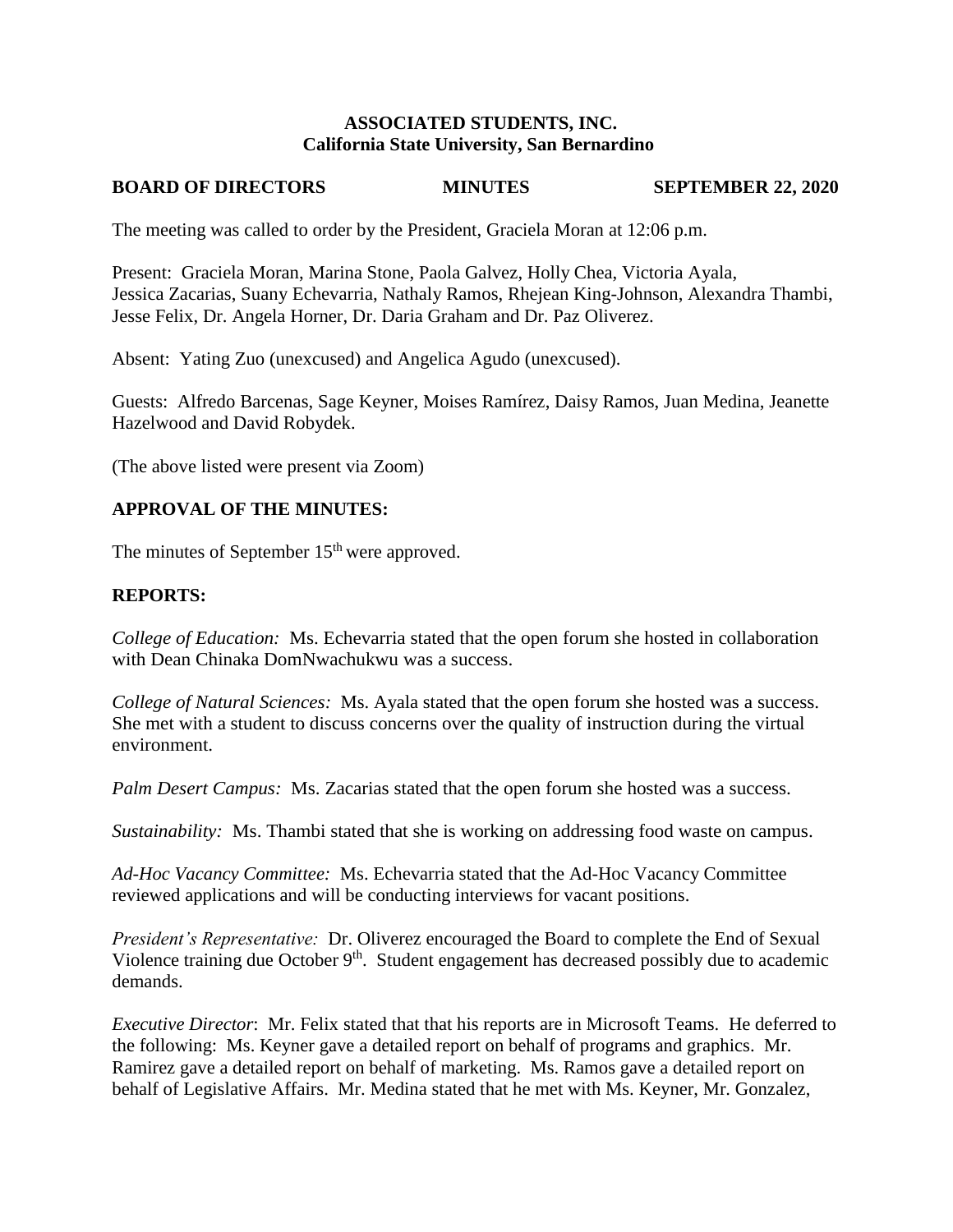**ASSOCIATED STUDENTS, INC.**
**California State University, San Bernardino**

**BOARD OF DIRECTORS MINUTES SEPTEMBER 22, 2020**

The meeting was called to order by the President, Graciela Moran at 12:06 p.m.

Present: Graciela Moran, Marina Stone, Paola Galvez, Holly Chea, Victoria Ayala, Jessica Zacarias, Suany Echevarria, Nathaly Ramos, Rhejean King-Johnson, Alexandra Thambi, Jesse Felix, Dr. Angela Horner, Dr. Daria Graham and Dr. Paz Oliverez.

Absent: Yating Zuo (unexcused) and Angelica Agudo (unexcused).

Guests: Alfredo Barcenas, Sage Keyner, Moises Ramírez, Daisy Ramos, Juan Medina, Jeanette Hazelwood and David Robydek.

(The above listed were present via Zoom)

## APPROVAL OF THE MINUTES:

The minutes of September 15th were approved.

## REPORTS:

*College of Education:* Ms. Echevarria stated that the open forum she hosted in collaboration with Dean Chinaka DomNwachukwu was a success.

*College of Natural Sciences:* Ms. Ayala stated that the open forum she hosted was a success. She met with a student to discuss concerns over the quality of instruction during the virtual environment.

*Palm Desert Campus:* Ms. Zacarias stated that the open forum she hosted was a success.

*Sustainability:* Ms. Thambi stated that she is working on addressing food waste on campus.

*Ad-Hoc Vacancy Committee:* Ms. Echevarria stated that the Ad-Hoc Vacancy Committee reviewed applications and will be conducting interviews for vacant positions.

*President's Representative:* Dr. Oliverez encouraged the Board to complete the End of Sexual Violence training due October 9th. Student engagement has decreased possibly due to academic demands.

*Executive Director*: Mr. Felix stated that that his reports are in Microsoft Teams. He deferred to the following: Ms. Keyner gave a detailed report on behalf of programs and graphics. Mr. Ramirez gave a detailed report on behalf of marketing. Ms. Ramos gave a detailed report on behalf of Legislative Affairs. Mr. Medina stated that he met with Ms. Keyner, Mr. Gonzalez,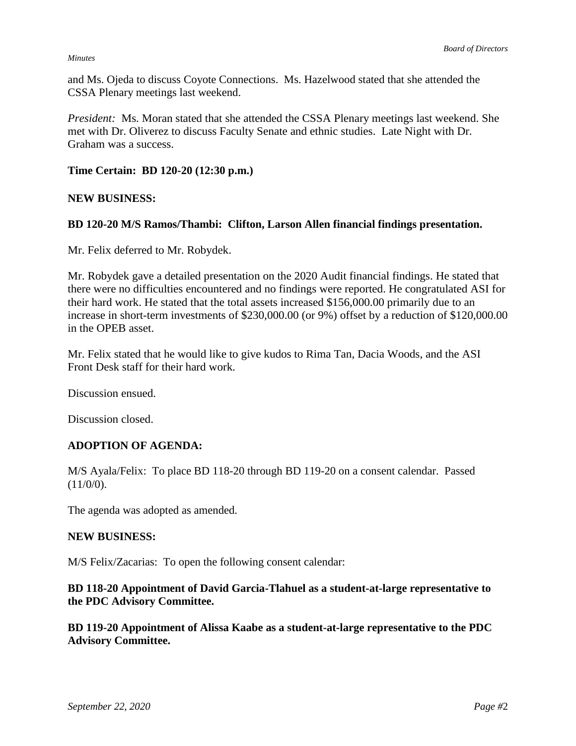and Ms. Ojeda to discuss Coyote Connections. Ms. Hazelwood stated that she attended the CSSA Plenary meetings last weekend.

*President:* Ms. Moran stated that she attended the CSSA Plenary meetings last weekend. She met with Dr. Oliverez to discuss Faculty Senate and ethnic studies. Late Night with Dr. Graham was a success.

**Time Certain: BD 120-20 (12:30 p.m.)**

**NEW BUSINESS:**

**BD 120-20 M/S Ramos/Thambi: Clifton, Larson Allen financial findings presentation.**

Mr. Felix deferred to Mr. Robydek.

Mr. Robydek gave a detailed presentation on the 2020 Audit financial findings. He stated that there were no difficulties encountered and no findings were reported. He congratulated ASI for their hard work. He stated that the total assets increased $156,000.00 primarily due to an increase in short-term investments of $230,000.00 (or 9%) offset by a reduction of $120,000.00 in the OPEB asset.

Mr. Felix stated that he would like to give kudos to Rima Tan, Dacia Woods, and the ASI Front Desk staff for their hard work.

Discussion ensued.

Discussion closed.

**ADOPTION OF AGENDA:**

M/S Ayala/Felix: To place BD 118-20 through BD 119-20 on a consent calendar. Passed (11/0/0).

The agenda was adopted as amended.

**NEW BUSINESS:**

M/S Felix/Zacarias: To open the following consent calendar:

**BD 118-20 Appointment of David Garcia-Tlahuel as a student-at-large representative to the PDC Advisory Committee.**

**BD 119-20 Appointment of Alissa Kaabe as a student-at-large representative to the PDC Advisory Committee.**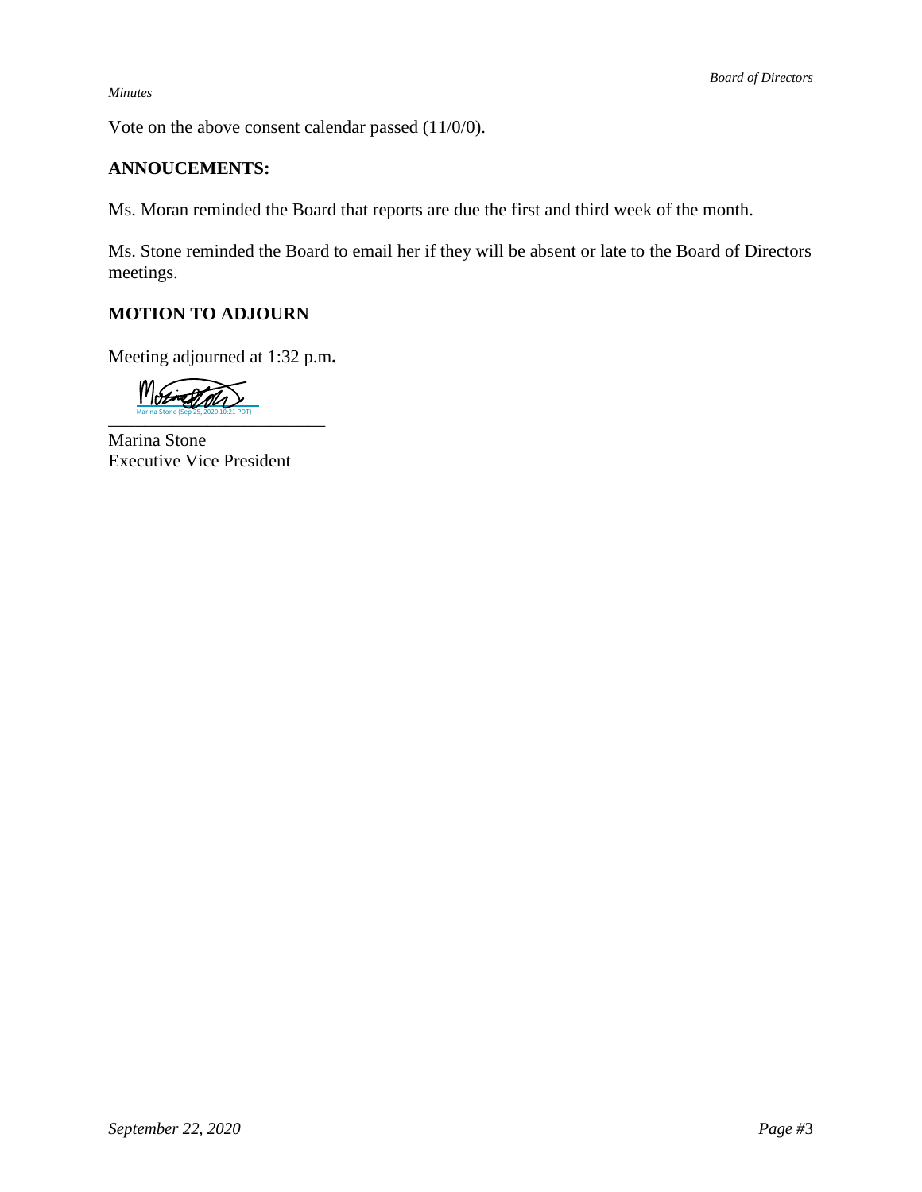Vote on the above consent calendar passed (11/0/0).

**ANNOUCEMENTS:**

Ms. Moran reminded the Board that reports are due the first and third week of the month.

Ms. Stone reminded the Board to email her if they will be absent or late to the Board of Directors meetings.

**MOTION TO ADJOURN**

Meeting adjourned at 1:32 p.m**.**

Marina Stone (Sep 25, 2020 10:21 PDT)

Marina Stone
Executive Vice President